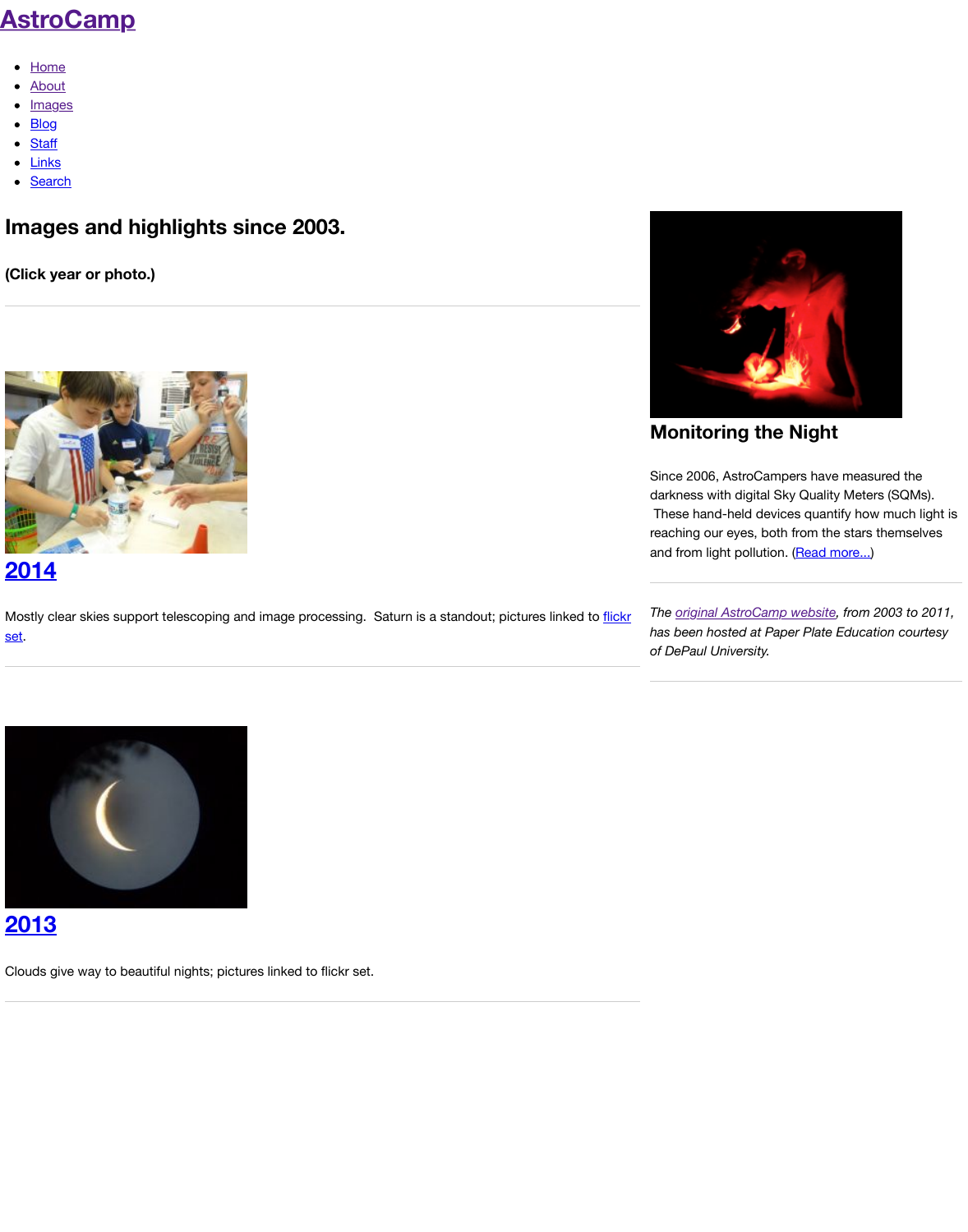# AstroCamp

- Home
- About
- Images
- Blog
- Staff
- Links
- Search

## Images and highlights since 2003.

### (Click year or photo.)

---

## 2014

Mostly clear skies support telescoping and image processing.  Saturn is a standout; pictures linked to flickr set.

---

## 2013

Clouds give way to beautiful nights; pictures linked to flickr set.

---

## Monitoring the Night

Since 2006, AstroCampers have measured the darkness with digital Sky Quality Meters (SQMs).  These hand-held devices quantify how much light is reaching our eyes, both from the stars themselves and from light pollution. (Read more...)

---

*The original AstroCamp website, from 2003 to 2011, has been hosted at Paper Plate Education courtesy of DePaul University.*

---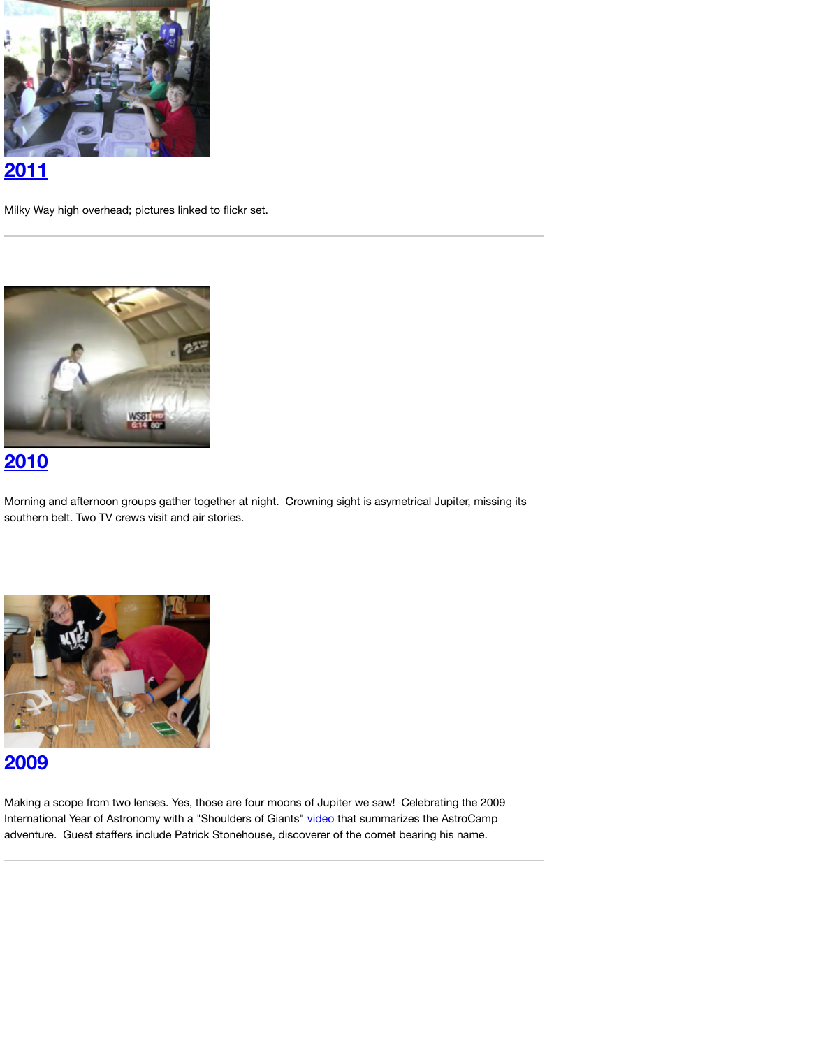## [2011]

Milky Way high overhead; pictures linked to flickr set.

---

## [2010]

Morning and afternoon groups gather together at night.  Crowning sight is asymetrical Jupiter, missing its southern belt. Two TV crews visit and air stories.

---

## [2009]

Making a scope from two lenses. Yes, those are four moons of Jupiter we saw!  Celebrating the 2009 International Year of Astronomy with a "Shoulders of Giants" video that summarizes the AstroCamp adventure.  Guest staffers include Patrick Stonehouse, discoverer of the comet bearing his name.

---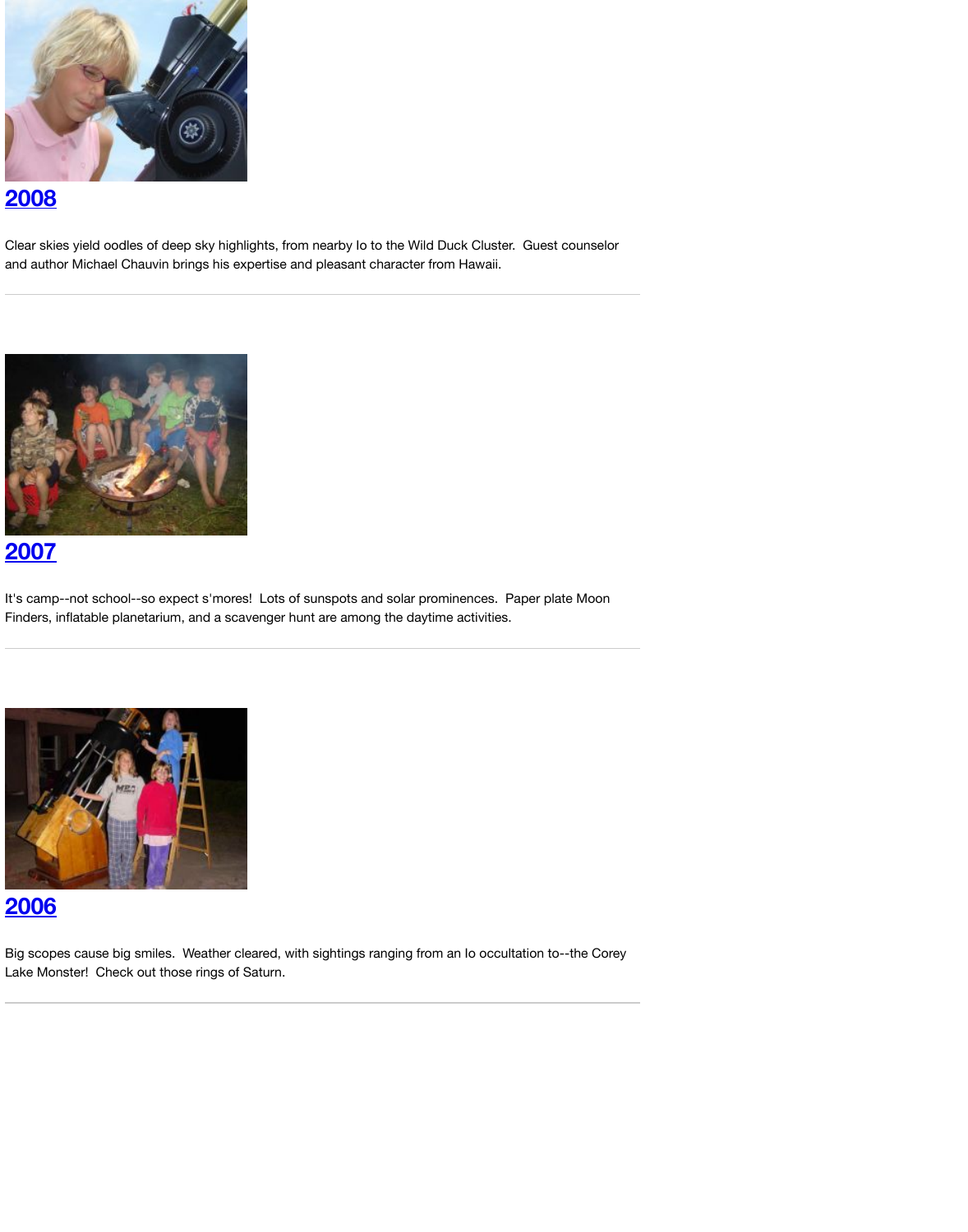## 2008

Clear skies yield oodles of deep sky highlights, from nearby Io to the Wild Duck Cluster.  Guest counselor and author Michael Chauvin brings his expertise and pleasant character from Hawaii.

---

## 2007

It's camp--not school--so expect s'mores!  Lots of sunspots and solar prominences.  Paper plate Moon Finders, inflatable planetarium, and a scavenger hunt are among the daytime activities.

---

## 2006

Big scopes cause big smiles.  Weather cleared, with sightings ranging from an Io occultation to--the Corey Lake Monster!  Check out those rings of Saturn.

---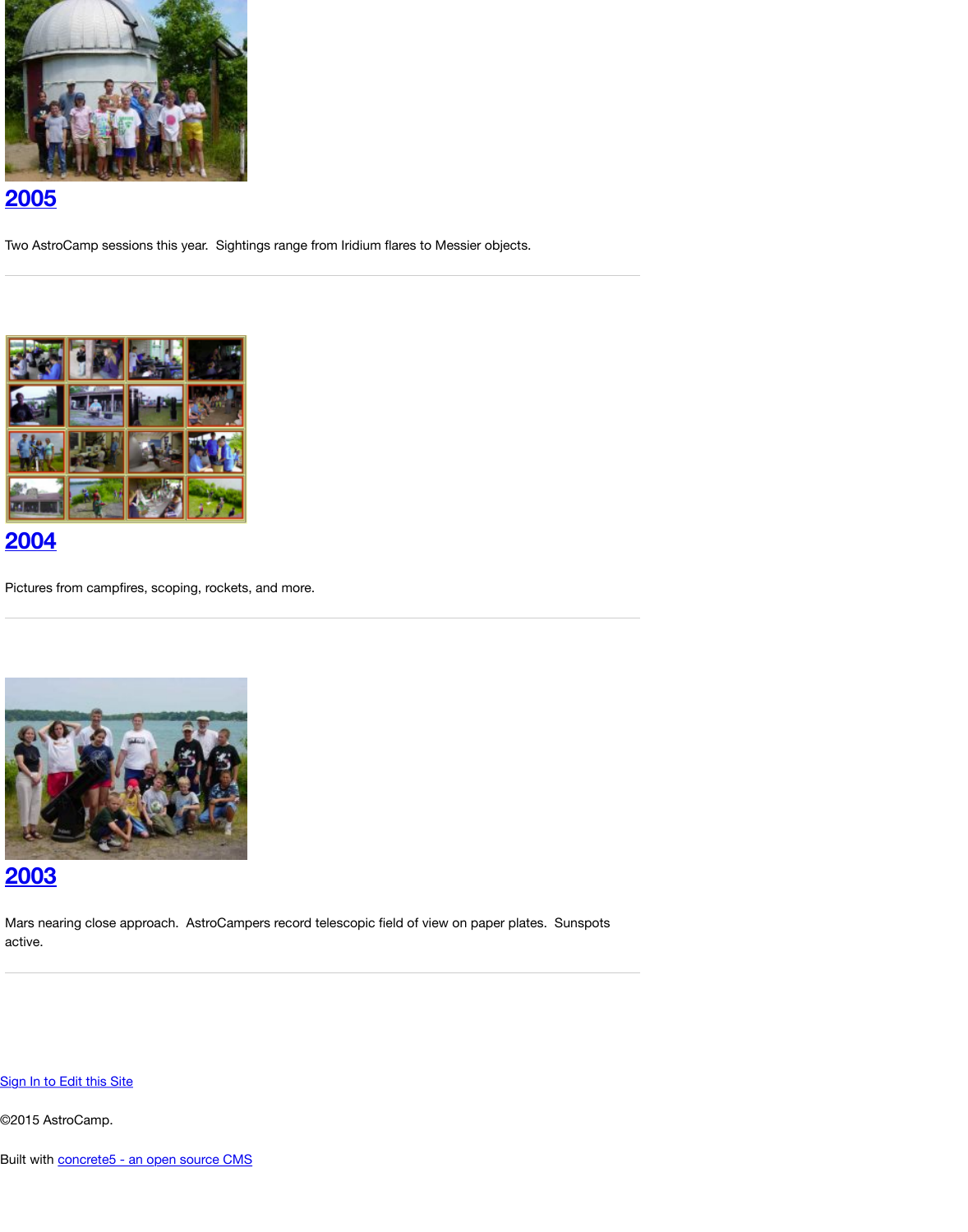## 2005

Two AstroCamp sessions this year.  Sightings range from Iridium flares to Messier objects.

---

## 2004

Pictures from campfires, scoping, rockets, and more.

---

## 2003

Mars nearing close approach.  AstroCampers record telescopic field of view on paper plates.  Sunspots active.

---

Sign In to Edit this Site

©2015 AstroCamp.

Built with concrete5 - an open source CMS